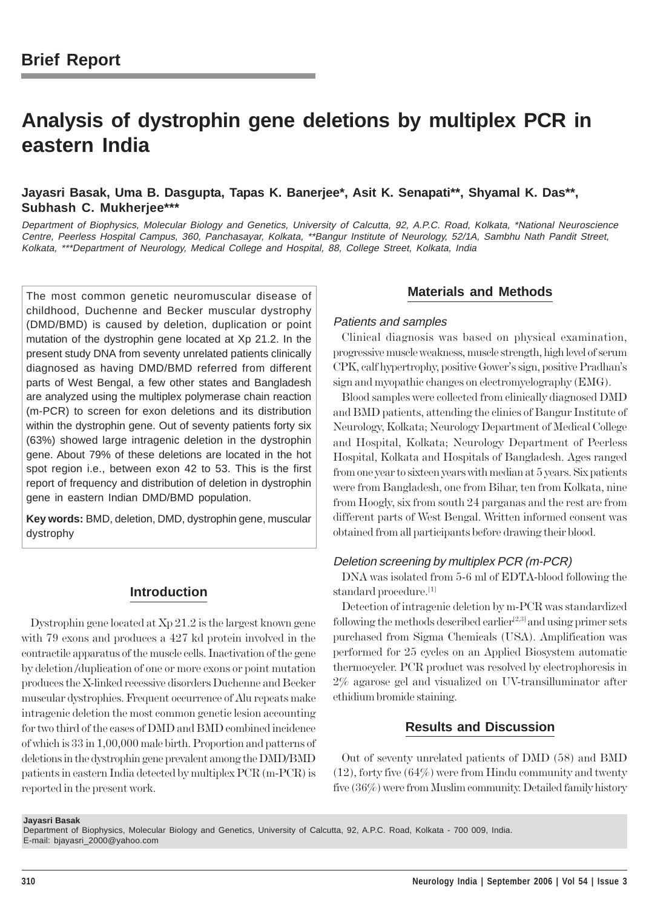## Brief Report

# Analysis of dystrophin gene deletions by multiplex PCR in eastern India

**Jayasri Basak, Uma B. Dasgupta, Tapas K. Banerjee*, Asit K. Senapati**, Shyamal K. Das**, Subhash C. Mukherjee*****

*Department of Biophysics, Molecular Biology and Genetics, University of Calcutta, 92, A.P.C. Road, Kolkata, *National Neuroscience Centre, Peerless Hospital Campus, 360, Panchasayar, Kolkata, **Bangur Institute of Neurology, 52/1A, Sambhu Nath Pandit Street, Kolkata, ***Department of Neurology, Medical College and Hospital, 88, College Street, Kolkata, India*

The most common genetic neuromuscular disease of childhood, Duchenne and Becker muscular dystrophy (DMD/BMD) is caused by deletion, duplication or point mutation of the dystrophin gene located at Xp 21.2. In the present study DNA from seventy unrelated patients clinically diagnosed as having DMD/BMD referred from different parts of West Bengal, a few other states and Bangladesh are analyzed using the multiplex polymerase chain reaction (m-PCR) to screen for exon deletions and its distribution within the dystrophin gene. Out of seventy patients forty six (63%) showed large intragenic deletion in the dystrophin gene. About 79% of these deletions are located in the hot spot region i.e., between exon 42 to 53. This is the first report of frequency and distribution of deletion in dystrophin gene in eastern Indian DMD/BMD population.

**Key words:** BMD, deletion, DMD, dystrophin gene, muscular dystrophy

## Introduction

Dystrophin gene located at Xp 21.2 is the largest known gene with 79 exons and produces a 427 kd protein involved in the contractile apparatus of the muscle cells. Inactivation of the gene by deletion/duplication of one or more exons or point mutation produces the X-linked recessive disorders Duchenne and Becker muscular dystrophies. Frequent occurrence of Alu repeats make intragenic deletion the most common genetic lesion accounting for two third of the cases of DMD and BMD combined incidence of which is 33 in 1,00,000 male birth. Proportion and patterns of deletions in the dystrophin gene prevalent among the DMD/BMD patients in eastern India detected by multiplex PCR (m-PCR) is reported in the present work.

## Materials and Methods

### Patients and samples

Clinical diagnosis was based on physical examination, progressive muscle weakness, muscle strength, high level of serum CPK, calf hypertrophy, positive Gower's sign, positive Pradhan's sign and myopathic changes on electromyelography (EMG).

Blood samples were collected from clinically diagnosed DMD and BMD patients, attending the clinics of Bangur Institute of Neurology, Kolkata; Neurology Department of Medical College and Hospital, Kolkata; Neurology Department of Peerless Hospital, Kolkata and Hospitals of Bangladesh. Ages ranged from one year to sixteen years with median at 5 years. Six patients were from Bangladesh, one from Bihar, ten from Kolkata, nine from Hoogly, six from south 24 parganas and the rest are from different parts of West Bengal. Written informed consent was obtained from all participants before drawing their blood.

### Deletion screening by multiplex PCR (m-PCR)

DNA was isolated from 5-6 ml of EDTA-blood following the standard procedure.[1]

Detection of intragenic deletion by m-PCR was standardized following the methods described earlier[2,3] and using primer sets purchased from Sigma Chemicals (USA). Amplification was performed for 25 cycles on an Applied Biosystem automatic thermocycler. PCR product was resolved by electrophoresis in 2% agarose gel and visualized on UV-transilluminator after ethidium bromide staining.

## Results and Discussion

Out of seventy unrelated patients of DMD (58) and BMD (12), forty five (64%) were from Hindu community and twenty five (36%) were from Muslim community. Detailed family history

**Jayasri Basak**
Department of Biophysics, Molecular Biology and Genetics, University of Calcutta, 92, A.P.C. Road, Kolkata - 700 009, India.
E-mail: bjayasri_2000@yahoo.com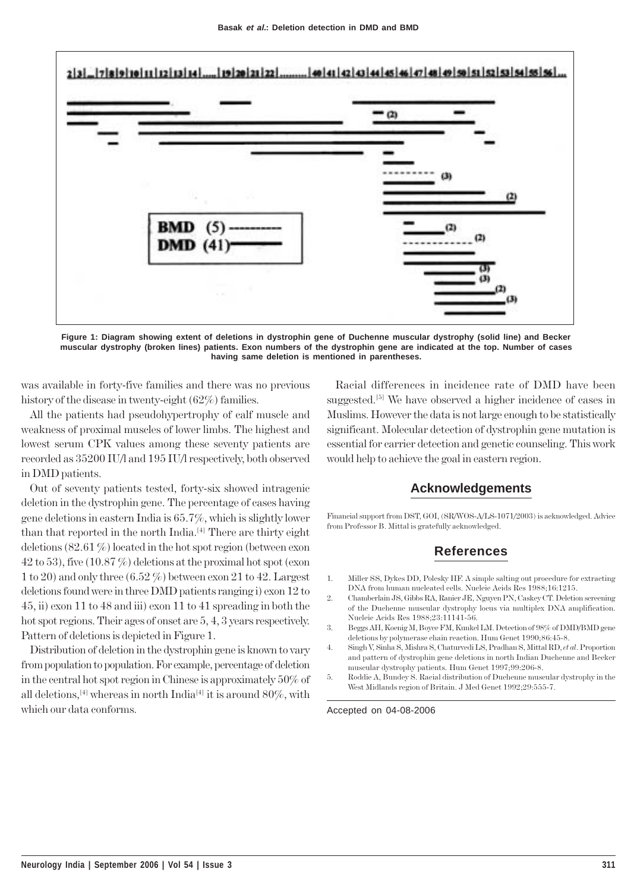2|3|...|7|8|9|10|11|12|13|14|.....|19|20|21|22|.........|40|41|42|43|44|45|46|47|48|49|50|51|52|53|54|55|56|...

(2)

(3)

(2)

BMD (5) ----------

DMD (41)———

(2)

(2)

(3)

(3)

(2)

(3)

**Figure 1: Diagram showing extent of deletions in dystrophin gene of Duchenne muscular dystrophy (solid line) and Becker muscular dystrophy (broken lines) patients. Exon numbers of the dystrophin gene are indicated at the top. Number of cases having same deletion is mentioned in parentheses.**

was available in forty-five families and there was no previous history of the disease in twenty-eight (62%) families.

All the patients had pseudohypertrophy of calf muscle and weakness of proximal muscles of lower limbs. The highest and lowest serum CPK values among these seventy patients are recorded as 35200 IU/l and 195 IU/l respectively, both observed in DMD patients.

Out of seventy patients tested, forty-six showed intragenic deletion in the dystrophin gene. The percentage of cases having gene deletions in eastern India is 65.7%, which is slightly lower than that reported in the north India.[4] There are thirty eight deletions (82.61 %) located in the hot spot region (between exon 42 to 53), five (10.87 %) deletions at the proximal hot spot (exon 1 to 20) and only three (6.52 %) between exon 21 to 42. Largest deletions found were in three DMD patients ranging i) exon 12 to 45, ii) exon 11 to 48 and iii) exon 11 to 41 spreading in both the hot spot regions. Their ages of onset are 5, 4, 3 years respectively. Pattern of deletions is depicted in Figure 1.

Distribution of deletion in the dystrophin gene is known to vary from population to population. For example, percentage of deletion in the central hot spot region in Chinese is approximately 50% of all deletions,[4] whereas in north India[4] it is around 80%, with which our data conforms.

Racial differences in incidence rate of DMD have been suggested.[5] We have observed a higher incidence of cases in Muslims. However the data is not large enough to be statistically significant. Molecular detection of dystrophin gene mutation is essential for carrier detection and genetic counseling. This work would help to achieve the goal in eastern region.

## Acknowledgements

Financial support from DST, GOI, (SR/WOS-A/LS-1071/2003) is acknowledged. Advice from Professor B. Mittal is gratefully acknowledged.

## References

1. Miller SS, Dykes DD, Polesky HF. A simple salting out procedure for extracting DNA from human nucleated cells. Nucleic Acids Res 1988;16:1215.
2. Chamberlain JS, Gibbs RA, Ranier JE, Nguyen PN, Caskey CT. Deletion screening of the Duchenne muscular dystrophy locus via multiplex DNA amplification. Nucleic Acids Res 1988;23:11141-56.
3. Beggs AH, Koenig M, Boyce FM, Kunkel LM. Detection of 98% of DMD/BMD gene deletions by polymerase chain reaction. Hum Genet 1990;86:45-8.
4. Singh V, Sinha S, Mishra S, Chaturvedi LS, Pradhan S, Mittal RD, *et al*. Proportion and pattern of dystrophin gene deletions in north Indian Duchenne and Becker muscular dystrophy patients. Hum Genet 1997;99:206-8.
5. Roddie A, Bundey S. Racial distribution of Duchenne muscular dystrophy in the West Midlands region of Britain. J Med Genet 1992;29:555-7.

Accepted on 04-08-2006